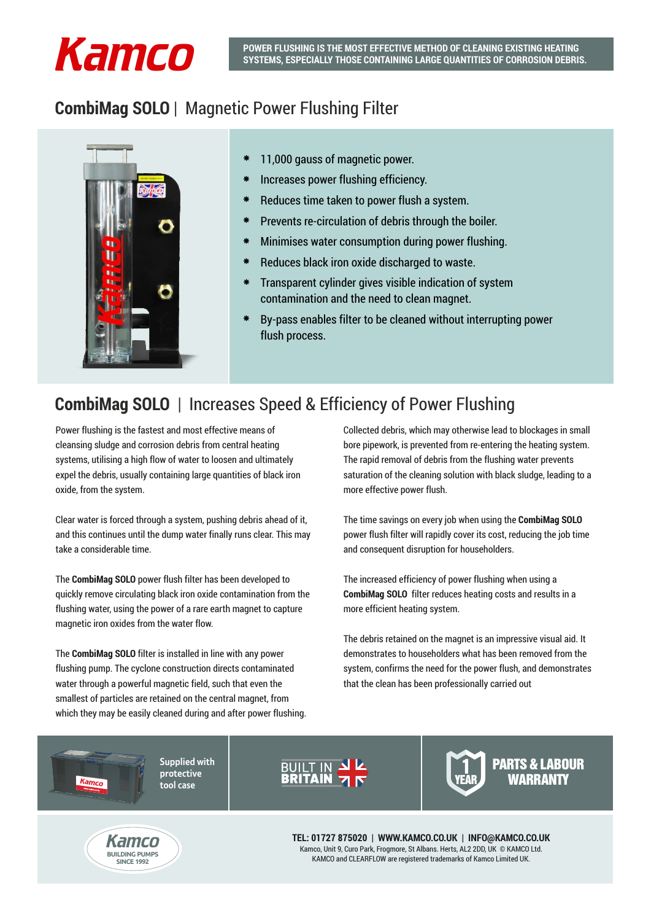Kamco

**POWER FLUSHING IS THE MOST EFFECTIVE METHOD OF CLEANING EXISTING HEATING SYSTEMS, ESPECIALLY THOSE CONTAINING LARGE QUANTITIES OF CORROSION DEBRIS.**

# CombiMag SOLO | Magnetic Power Flushing Filter

- 11,000 gauss of magnetic power.
- Increases power flushing efficiency.
- Reduces time taken to power flush a system.
- Prevents re-circulation of debris through the boiler.
- Minimises water consumption during power flushing.
- Reduces black iron oxide discharged to waste.
- Transparent cylinder gives visible indication of system contamination and the need to clean magnet.
- By-pass enables filter to be cleaned without interrupting power flush process.

## CombiMag SOLO | Increases Speed & Efficiency of Power Flushing

Power flushing is the fastest and most effective means of cleansing sludge and corrosion debris from central heating systems, utilising a high flow of water to loosen and ultimately expel the debris, usually containing large quantities of black iron oxide, from the system.

Clear water is forced through a system, pushing debris ahead of it, and this continues until the dump water finally runs clear. This may take a considerable time.

The **CombiMag SOLO** power flush filter has been developed to quickly remove circulating black iron oxide contamination from the flushing water, using the power of a rare earth magnet to capture magnetic iron oxides from the water flow.

The **CombiMag SOLO** filter is installed in line with any power flushing pump. The cyclone construction directs contaminated water through a powerful magnetic field, such that even the smallest of particles are retained on the central magnet, from which they may be easily cleaned during and after power flushing.

Collected debris, which may otherwise lead to blockages in small bore pipework, is prevented from re-entering the heating system. The rapid removal of debris from the flushing water prevents saturation of the cleaning solution with black sludge, leading to a more effective power flush.

The time savings on every job when using the **CombiMag SOLO** power flush filter will rapidly cover its cost, reducing the job time and consequent disruption for householders.

The increased efficiency of power flushing when using a **CombiMag SOLO** filter reduces heating costs and results in a more efficient heating system.

The debris retained on the magnet is an impressive visual aid. It demonstrates to householders what has been removed from the system, confirms the need for the power flush, and demonstrates that the clean has been professionally carried out

Supplied with protective tool case

BUILT IN BRITAIN

1 YEAR PARTS & LABOUR WARRANTY

Kamco BUILDING PUMPS SINCE 1992

**TEL: 01727 875020 | WWW.KAMCO.CO.UK | INFO@KAMCO.CO.UK**
Kamco, Unit 9, Curo Park, Frogmore, St Albans. Herts, AL2 2DD, UK © KAMCO Ltd.
KAMCO and CLEARFLOW are registered trademarks of Kamco Limited UK.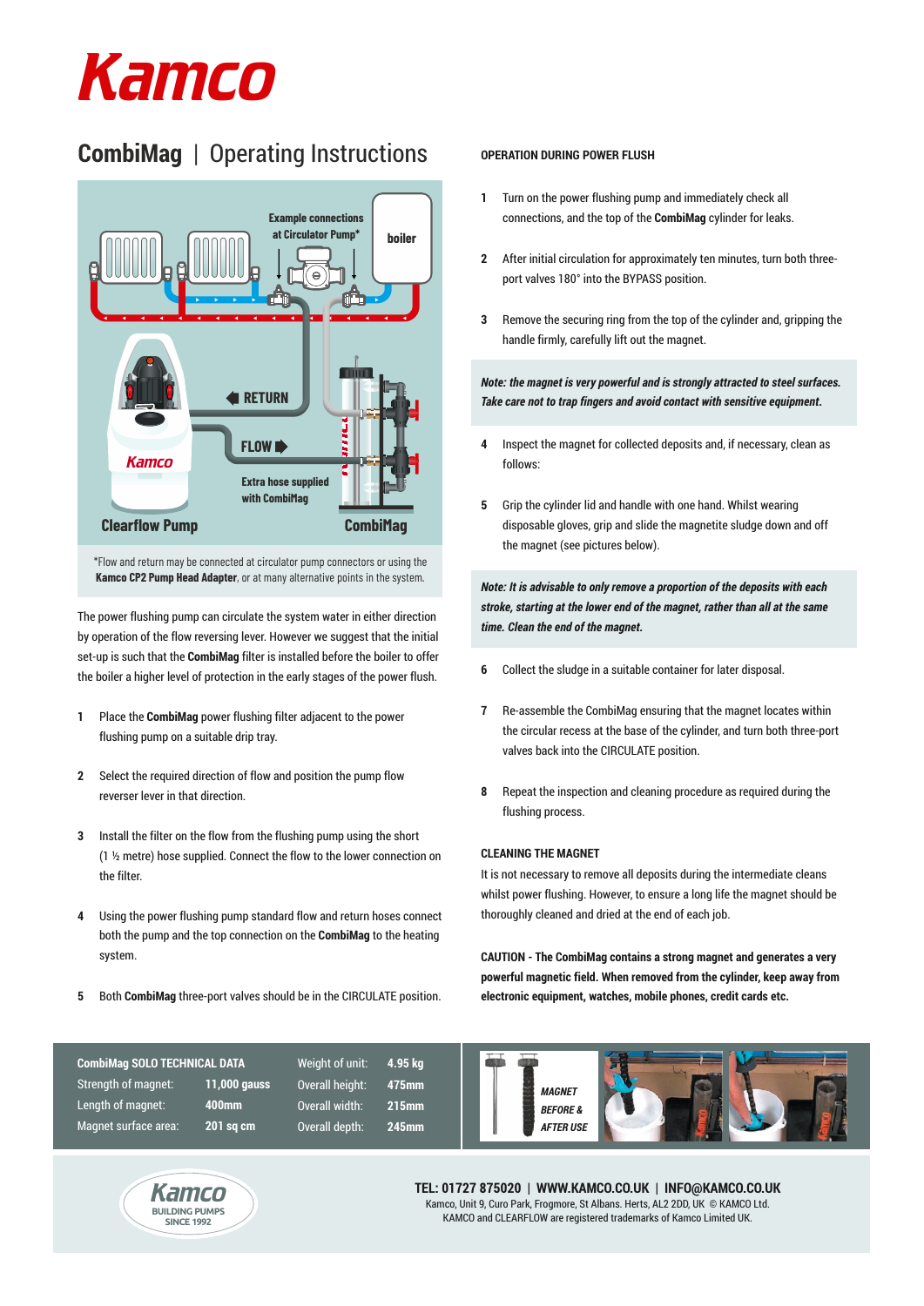# Kamco

## CombiMag | Operating Instructions

Example connections at Circulator Pump*

boiler

RETURN

FLOW

Extra hose supplied with CombiMag

Clearflow Pump

CombiMag

*Flow and return may be connected at circulator pump connectors or using the **Kamco CP2 Pump Head Adapter**, or at many alternative points in the system.

The power flushing pump can circulate the system water in either direction by operation of the flow reversing lever. However we suggest that the initial set-up is such that the **CombiMag** filter is installed before the boiler to offer the boiler a higher level of protection in the early stages of the power flush.

1. Place the **CombiMag** power flushing filter adjacent to the power flushing pump on a suitable drip tray.
2. Select the required direction of flow and position the pump flow reverser lever in that direction.
3. Install the filter on the flow from the flushing pump using the short (1 ½ metre) hose supplied. Connect the flow to the lower connection on the filter.
4. Using the power flushing pump standard flow and return hoses connect both the pump and the top connection on the **CombiMag** to the heating system.
5. Both **CombiMag** three-port valves should be in the CIRCULATE position.

### OPERATION DURING POWER FLUSH

1. Turn on the power flushing pump and immediately check all connections, and the top of the **CombiMag** cylinder for leaks.
2. After initial circulation for approximately ten minutes, turn both three-port valves 180° into the BYPASS position.
3. Remove the securing ring from the top of the cylinder and, gripping the handle firmly, carefully lift out the magnet.

***Note: the magnet is very powerful and is strongly attracted to steel surfaces. Take care not to trap fingers and avoid contact with sensitive equipment.***

4. Inspect the magnet for collected deposits and, if necessary, clean as follows:
5. Grip the cylinder lid and handle with one hand. Whilst wearing disposable gloves, grip and slide the magnetite sludge down and off the magnet (see pictures below).

***Note: It is advisable to only remove a proportion of the deposits with each stroke, starting at the lower end of the magnet, rather than all at the same time. Clean the end of the magnet.***

6. Collect the sludge in a suitable container for later disposal.
7. Re-assemble the CombiMag ensuring that the magnet locates within the circular recess at the base of the cylinder, and turn both three-port valves back into the CIRCULATE position.
8. Repeat the inspection and cleaning procedure as required during the flushing process.

### CLEANING THE MAGNET

It is not necessary to remove all deposits during the intermediate cleans whilst power flushing. However, to ensure a long life the magnet should be thoroughly cleaned and dried at the end of each job.

**CAUTION - The CombiMag contains a strong magnet and generates a very powerful magnetic field. When removed from the cylinder, keep away from electronic equipment, watches, mobile phones, credit cards etc.**

| **CombiMag SOLO TECHNICAL DATA** | | | |
|---|---|---|---|
| Strength of magnet: | **11,000 gauss** | Weight of unit: | **4.95 kg** |
| Length of magnet: | **400mm** | Overall height: | **475mm** |
| Magnet surface area: | **201 sq cm** | Overall width: | **215mm** |
| | | Overall depth: | **245mm** |

*MAGNET BEFORE & AFTER USE*

Kamco BUILDING PUMPS SINCE 1992

**TEL: 01727 875020 | WWW.KAMCO.CO.UK | INFO@KAMCO.CO.UK**

Kamco, Unit 9, Curo Park, Frogmore, St Albans. Herts, AL2 2DD, UK © KAMCO Ltd.

KAMCO and CLEARFLOW are registered trademarks of Kamco Limited UK.